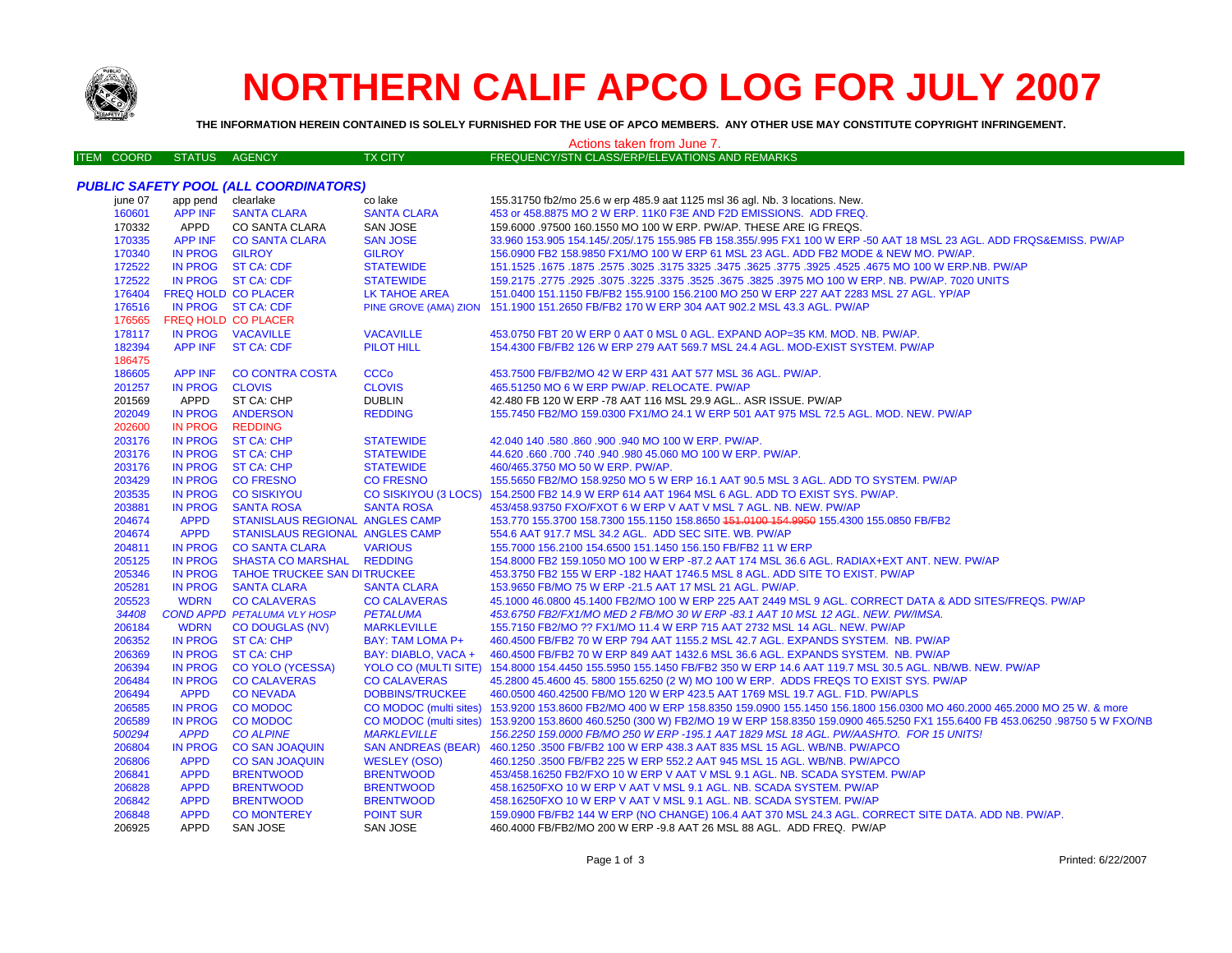# NORTHERN CALIF APCO LOG FOR JULY 2007

**THE INFORMATION HEREIN CONTAINED IS SOLELY FURNISHED FOR THE USE OF APCO MEMBERS. ANY OTHER USE MAY CONSTITUTE COPYRIGHT INFRINGEMENT.**

Actions taken from June 7.

| ITEM COORD | STATUS | AGENCY | TX CITY | FREQUENCY/STN CLASS/ERP/ELEVATIONS AND REMARKS |
|---|---|---|---|---|

### *PUBLIC SAFETY POOL (ALL COORDINATORS)*

| ITEM COORD | STATUS | AGENCY | TX CITY | FREQUENCY/STN CLASS/ERP/ELEVATIONS AND REMARKS |
|---|---|---|---|---|
| june 07 | app pend | clearlake | co lake | 155.31750 fb2/mo 25.6 w erp 485.9 aat 1125 msl 36 agl. Nb. 3 locations. New. |
| 160601 | APP INF | SANTA CLARA | SANTA CLARA | 453 or 458.8875 MO 2 W ERP. 11K0 F3E AND F2D EMISSIONS. ADD FREQ. |
| 170332 | APPD | CO SANTA CLARA | SAN JOSE | 159.6000 .97500 160.1550 MO 100 W ERP. PW/AP. THESE ARE IG FREQS. |
| 170335 | APP INF | CO SANTA CLARA | SAN JOSE | 33.960 153.905 154.145/.205/.175 155.985 FB 158.355/.995 FX1 100 W ERP -50 AAT 18 MSL 23 AGL. ADD FRQS&EMISS. PW/AP |
| 170340 | IN PROG | GILROY | GILROY | 156.0900 FB2 158.9850 FX1/MO 100 W ERP 61 MSL 23 AGL. ADD FB2 MODE & NEW MO. PW/AP. |
| 172522 | IN PROG | ST CA: CDF | STATEWIDE | 151.1525 .1675 .1875 .2575 .3025 .3175 3325 .3475 .3625 .3775 .3925 .4525 .4675 MO 100 W ERP.NB. PW/AP |
| 172522 | IN PROG | ST CA: CDF | STATEWIDE | 159.2175 .2775 .2925 .3075 .3225 .3375 .3525 .3675 .3825 .3975 MO 100 W ERP. NB. PW/AP. 7020 UNITS |
| 176404 | FREQ HOLD | CO PLACER | LK TAHOE AREA | 151.0400 151.1150 FB/FB2 155.9100 156.2100 MO 250 W ERP 227 AAT 2283 MSL 27 AGL. YP/AP |
| 176516 | IN PROG | ST CA: CDF | PINE GROVE (AMA) ZION | 151.1900 151.2650 FB/FB2 170 W ERP 304 AAT 902.2 MSL 43.3 AGL. PW/AP |
| 176565 | FREQ HOLD | CO PLACER | | |
| 178117 | IN PROG | VACAVILLE | VACAVILLE | 453.0750 FBT 20 W ERP 0 AAT 0 MSL 0 AGL. EXPAND AOP=35 KM. MOD. NB. PW/AP. |
| 182394 | APP INF | ST CA: CDF | PILOT HILL | 154.4300 FB/FB2 126 W ERP 279 AAT 569.7 MSL 24.4 AGL. MOD-EXIST SYSTEM. PW/AP |
| 186475 | | | | |
| 186605 | APP INF | CO CONTRA COSTA | CCCo | 453.7500 FB/FB2/MO 42 W ERP 431 AAT 577 MSL 36 AGL. PW/AP. |
| 201257 | IN PROG | CLOVIS | CLOVIS | 465.51250 MO 6 W ERP PW/AP. RELOCATE. PW/AP |
| 201569 | APPD | ST CA: CHP | DUBLIN | 42.480 FB 120 W ERP -78 AAT 116 MSL 29.9 AGL.. ASR ISSUE. PW/AP |
| 202049 | IN PROG | ANDERSON | REDDING | 155.7450 FB2/MO 159.0300 FX1/MO 24.1 W ERP 501 AAT 975 MSL 72.5 AGL. MOD. NEW. PW/AP |
| 202600 | IN PROG | REDDING | | |
| 203176 | IN PROG | ST CA: CHP | STATEWIDE | 42.040 140 .580 .860 .900 .940 MO 100 W ERP. PW/AP. |
| 203176 | IN PROG | ST CA: CHP | STATEWIDE | 44.620 .660 .700 .740 .940 .980 45.060 MO 100 W ERP. PW/AP. |
| 203176 | IN PROG | ST CA: CHP | STATEWIDE | 460/465.3750 MO 50 W ERP. PW/AP. |
| 203429 | IN PROG | CO FRESNO | CO FRESNO | 155.5650 FB2/MO 158.9250 MO 5 W ERP 16.1 AAT 90.5 MSL 3 AGL. ADD TO SYSTEM. PW/AP |
| 203535 | IN PROG | CO SISKIYOU | CO SISKIYOU (3 LOCS) | 154.2500 FB2 14.9 W ERP 614 AAT 1964 MSL 6 AGL. ADD TO EXIST SYS. PW/AP. |
| 203881 | IN PROG | SANTA ROSA | SANTA ROSA | 453/458.93750 FXO/FXOT 6 W ERP V AAT V MSL 7 AGL. NB. NEW. PW/AP |
| 204674 | APPD | STANISLAUS REGIONAL | ANGELS CAMP | 153.770 155.3700 158.7300 155.1150 158.8650 ~~151.0100 154.9950~~ 155.4300 155.0850 FB/FB2 |
| 204674 | APPD | STANISLAUS REGIONAL | ANGELS CAMP | 554.6 AAT 917.7 MSL 34.2 AGL. ADD SEC SITE. WB. PW/AP |
| 204811 | IN PROG | CO SANTA CLARA | VARIOUS | 155.7000 156.2100 154.6500 151.1450 156.150 FB/FB2 11 W ERP |
| 205125 | IN PROG | SHASTA CO MARSHAL | REDDING | 154.8000 FB2 159.1050 MO 100 W ERP -87.2 AAT 174 MSL 36.6 AGL. RADIAX+EXT ANT. NEW. PW/AP |
| 205346 | IN PROG | TAHOE TRUCKEE SAN DI | TRUCKEE | 453.3750 FB2 155 W ERP -182 HAAT 1746.5 MSL 8 AGL. ADD SITE TO EXIST. PW/AP |
| 205281 | IN PROG | SANTA CLARA | SANTA CLARA | 153.9650 FB/MO 75 W ERP -21.5 AAT 17 MSL 21 AGL. PW/AP. |
| 205523 | WDRN | CO CALAVERAS | CO CALAVERAS | 45.1000 46.0800 45.1400 FB2/MO 100 W ERP 225 AAT 2449 MSL 9 AGL. CORRECT DATA & ADD SITES/FREQS. PW/AP |
| *34408* | *COND APPD* | *PETALUMA VLY HOSP* | *PETALUMA* | *453.6750 FB2/FX1/MO MED 2 FB/MO 30 W ERP -83.1 AAT 10 MSL 12 AGL. NEW. PW/IMSA.* |
| 206184 | WDRN | CO DOUGLAS (NV) | MARKLEVILLE | 155.7150 FB2/MO ?? FX1/MO 11.4 W ERP 715 AAT 2732 MSL 14 AGL. NEW. PW/AP |
| 206352 | IN PROG | ST CA: CHP | BAY: TAM LOMA P+ | 460.4500 FB/FB2 70 W ERP 794 AAT 1155.2 MSL 42.7 AGL. EXPANDS SYSTEM. NB. PW/AP |
| 206369 | IN PROG | ST CA: CHP | BAY: DIABLO, VACA + | 460.4500 FB/FB2 70 W ERP 849 AAT 1432.6 MSL 36.6 AGL. EXPANDS SYSTEM. NB. PW/AP |
| 206394 | IN PROG | CO YOLO (YCESSA) | YOLO CO (MULTI SITE) | 154.8000 154.4450 155.5950 155.1450 FB/FB2 350 W ERP 14.6 AAT 119.7 MSL 30.5 AGL. NB/WB. NEW. PW/AP |
| 206484 | IN PROG | CO CALAVERAS | CO CALAVERAS | 45.2800 45.4600 45. 5800 155.6250 (2 W) MO 100 W ERP. ADDS FREQS TO EXIST SYS. PW/AP |
| 206494 | APPD | CO NEVADA | DOBBINS/TRUCKEE | 460.0500 460.42500 FB/MO 120 W ERP 423.5 AAT 1769 MSL 19.7 AGL. F1D. PW/APLS |
| 206585 | IN PROG | CO MODOC | CO MODOC (multi sites) | 153.9200 153.8600 FB2/MO 400 W ERP 158.8350 159.0900 155.1450 156.1800 156.0300 MO 460.2000 465.2000 MO 25 W. & more |
| 206589 | IN PROG | CO MODOC | CO MODOC (multi sites) | 153.9200 153.8600 460.5250 (300 W) FB2/MO 19 W ERP 158.8350 159.0900 465.5250 FX1 155.6400 FB 453.06250 .98750 5 W FXO/NB |
| *500294* | *APPD* | *CO ALPINE* | *MARKLEVILLE* | *156.2250 159.0000 FB/MO 250 W ERP -195.1 AAT 1829 MSL 18 AGL. PW/AASHTO. FOR 15 UNITS!* |
| 206804 | IN PROG | CO SAN JOAQUIN | SAN ANDREAS (BEAR) | 460.1250 .3500 FB/FB2 100 W ERP 438.3 AAT 835 MSL 15 AGL. WB/NB. PW/APCO |
| 206806 | APPD | CO SAN JOAQUIN | WESLEY (OSO) | 460.1250 .3500 FB/FB2 225 W ERP 552.2 AAT 945 MSL 15 AGL. WB/NB. PW/APCO |
| 206841 | APPD | BRENTWOOD | BRENTWOOD | 453/458.16250 FB2/FXO 10 W ERP V AAT V MSL 9.1 AGL. NB. SCADA SYSTEM. PW/AP |
| 206828 | APPD | BRENTWOOD | BRENTWOOD | 458.16250FXO 10 W ERP V AAT V MSL 9.1 AGL. NB. SCADA SYSTEM. PW/AP |
| 206842 | APPD | BRENTWOOD | BRENTWOOD | 458.16250FXO 10 W ERP V AAT V MSL 9.1 AGL. NB. SCADA SYSTEM. PW/AP |
| 206848 | APPD | CO MONTEREY | POINT SUR | 159.0900 FB/FB2 144 W ERP (NO CHANGE) 106.4 AAT 370 MSL 24.3 AGL. CORRECT SITE DATA. ADD NB. PW/AP. |
| 206925 | APPD | SAN JOSE | SAN JOSE | 460.4000 FB/FB2/MO 200 W ERP -9.8 AAT 26 MSL 88 AGL. ADD FREQ. PW/AP |

Printed: 6/22/2007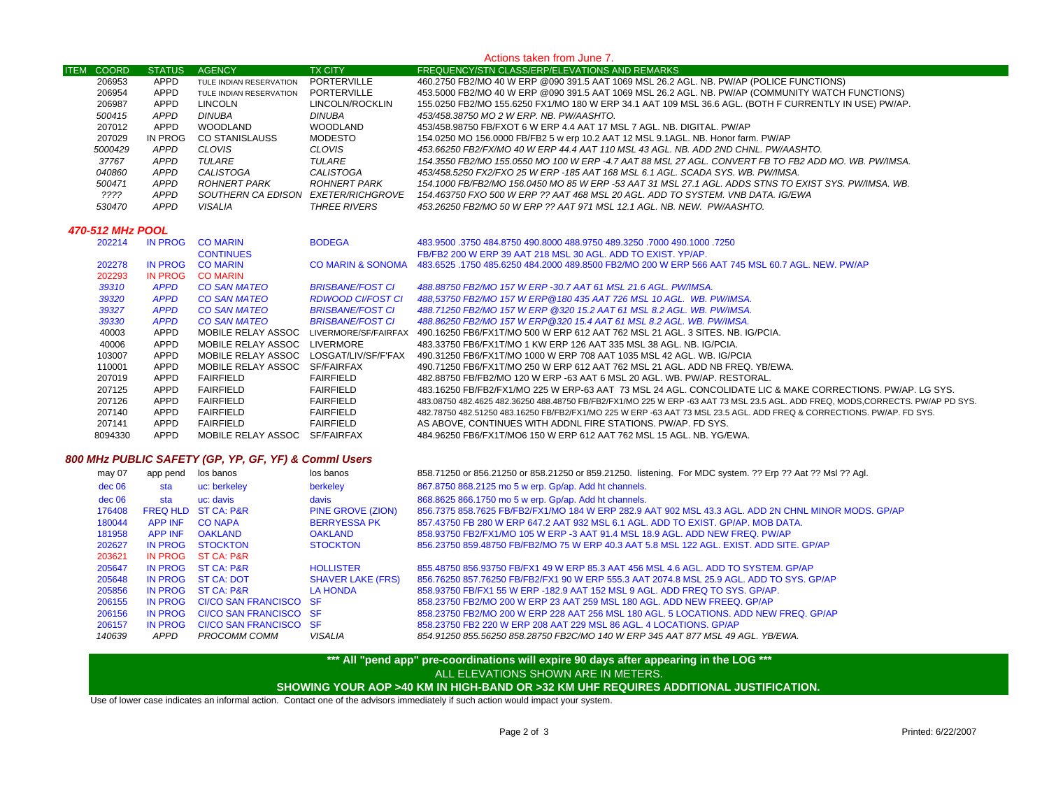Actions taken from June 7.

| ITEM | COORD | STATUS | AGENCY | TX CITY | FREQUENCY/STN CLASS/ERP/ELEVATIONS AND REMARKS |
|---|---|---|---|---|---|
| | 206953 | APPD | TULE INDIAN RESERVATION | PORTERVILLE | 460.2750 FB2/MO 40 W ERP @090 391.5 AAT 1069 MSL 26.2 AGL. NB. PW/AP (POLICE FUNCTIONS) |
| | 206954 | APPD | TULE INDIAN RESERVATION | PORTERVILLE | 453.5000 FB2/MO 40 W ERP @090 391.5 AAT 1069 MSL 26.2 AGL. NB. PW/AP (COMMUNITY WATCH FUNCTIONS) |
| | 206987 | APPD | LINCOLN | LINCOLN/ROCKLIN | 155.0250 FB2/MO 155.6250 FX1/MO 180 W ERP 34.1 AAT 109 MSL 36.6 AGL. (BOTH F CURRENTLY IN USE) PW/AP. |
| | *500415* | *APPD* | *DINUBA* | *DINUBA* | *453/458.38750 MO 2 W ERP. NB. PW/AASHTO.* |
| | 207012 | APPD | WOODLAND | WOODLAND | 453/458.98750 FB/FXOT 6 W ERP 4.4 AAT 17 MSL 7 AGL. NB. DIGITAL. PW/AP |
| | 207029 | IN PROG | CO STANISLAUSS | MODESTO | 154.0250 MO 156.0000 FB/FB2 5 w erp 10.2 AAT 12 MSL 9.1AGL. NB. Honor farm. PW/AP |
| | *5000429* | *APPD* | *CLOVIS* | *CLOVIS* | *453.66250 FB2/FX/MO 40 W ERP 44.4 AAT 110 MSL 43 AGL. NB. ADD 2ND CHNL. PW/AASHTO.* |
| | *37767* | *APPD* | *TULARE* | *TULARE* | *154.3550 FB2/MO 155.0550 MO 100 W ERP -4.7 AAT 88 MSL 27 AGL. CONVERT FB TO FB2 ADD MO. WB. PW/IMSA.* |
| | *040860* | *APPD* | *CALISTOGA* | *CALISTOGA* | *453/458.5250 FX2/FXO 25 W ERP -185 AAT 168 MSL 6.1 AGL. SCADA SYS. WB. PW/IMSA.* |
| | *500471* | *APPD* | *ROHNERT PARK* | *ROHNERT PARK* | *154.1000 FB/FB2/MO 156.0450 MO 85 W ERP -53 AAT 31 MSL 27.1 AGL. ADDS STNS TO EXIST SYS. PW/IMSA. WB.* |
| | *????* | *APPD* | *SOUTHERN CA EDISON* | *EXETER/RICHGROVE* | *154.463750 FXO 500 W ERP ?? AAT 468 MSL 20 AGL. ADD TO SYSTEM. VNB DATA. IG/EWA* |
| | *530470* | *APPD* | *VISALIA* | *THREE RIVERS* | *453.26250 FB2/MO 50 W ERP ?? AAT 971 MSL 12.1 AGL. NB. NEW. PW/AASHTO.* |

### *470-512 MHz POOL*

| ITEM | COORD | STATUS | AGENCY | TX CITY | FREQUENCY/STN CLASS/ERP/ELEVATIONS AND REMARKS |
|---|---|---|---|---|---|
| | 202214 | IN PROG | CO MARIN | BODEGA | 483.9500 .3750 484.8750 490.8000 488.9750 489.3250 .7000 490.1000 .7250 |
| | | | CONTINUES | | FB/FB2 200 W ERP 39 AAT 218 MSL 30 AGL. ADD TO EXIST. YP/AP. |
| | 202278 | IN PROG | CO MARIN | CO MARIN & SONOMA | 483.6525 .1750 485.6250 484.2000 489.8500 FB2/MO 200 W ERP 566 AAT 745 MSL 60.7 AGL. NEW. PW/AP |
| | 202293 | IN PROG | CO MARIN | | |
| | *39310* | *APPD* | *CO SAN MATEO* | *BRISBANE/FOST CI* | *488.88750 FB2/MO 157 W ERP -30.7 AAT 61 MSL 21.6 AGL. PW/IMSA.* |
| | *39320* | *APPD* | *CO SAN MATEO* | *RDWOOD CI/FOST CI* | *488,53750 FB2/MO 157 W ERP@180 435 AAT 726 MSL 10 AGL. WB. PW/IMSA.* |
| | *39327* | *APPD* | *CO SAN MATEO* | *BRISBANE/FOST CI* | *488.71250 FB2/MO 157 W ERP @320 15.2 AAT 61 MSL 8.2 AGL. WB. PW/IMSA.* |
| | *39330* | *APPD* | *CO SAN MATEO* | *BRISBANE/FOST CI* | *488.86250 FB2/MO 157 W ERP@320 15.4 AAT 61 MSL 8.2 AGL. WB. PW/IMSA.* |
| | 40003 | APPD | MOBILE RELAY ASSOC | LIVERMORE/SF/FAIRFAX | 490.16250 FB6/FX1T/MO 500 W ERP 612 AAT 762 MSL 21 AGL. 3 SITES. NB. IG/PCIA. |
| | 40006 | APPD | MOBILE RELAY ASSOC | LIVERMORE | 483.33750 FB6/FX1T/MO 1 KW ERP 126 AAT 335 MSL 38 AGL. NB. IG/PCIA. |
| | 103007 | APPD | MOBILE RELAY ASSOC | LOSGAT/LIV/SF/F'FAX | 490.31250 FB6/FX1T/MO 1000 W ERP 708 AAT 1035 MSL 42 AGL. WB. IG/PCIA |
| | 110001 | APPD | MOBILE RELAY ASSOC | SF/FAIRFAX | 490.71250 FB6/FX1T/MO 250 W ERP 612 AAT 762 MSL 21 AGL. ADD NB FREQ. YB/EWA. |
| | 207019 | APPD | FAIRFIELD | FAIRFIELD | 482.88750 FB/FB2/MO 120 W ERP -63 AAT 6 MSL 20 AGL. WB. PW/AP. RESTORAL. |
| | 207125 | APPD | FAIRFIELD | FAIRFIELD | 483.16250 FB/FB2/FX1/MO 225 W ERP-63 AAT 73 MSL 24 AGL. CONCOLIDATE LIC & MAKE CORRECTIONS. PW/AP. LG SYS. |
| | 207126 | APPD | FAIRFIELD | FAIRFIELD | 483.08750 482.4625 482.36250 488.48750 FB/FB2/FX1/MO 225 W ERP -63 AAT 73 MSL 23.5 AGL. ADD FREQ, MODS,CORRECTS. PW/AP PD SYS. |
| | 207140 | APPD | FAIRFIELD | FAIRFIELD | 482.78750 482.51250 483.16250 FB/FB2/FX1/MO 225 W ERP -63 AAT 73 MSL 23.5 AGL. ADD FREQ & CORRECTIONS. PW/AP. FD SYS. |
| | 207141 | APPD | FAIRFIELD | FAIRFIELD | AS ABOVE, CONTINUES WITH ADDNL FIRE STATIONS. PW/AP. FD SYS. |
| | 8094330 | APPD | MOBILE RELAY ASSOC | SF/FAIRFAX | 484.96250 FB6/FX1T/MO6 150 W ERP 612 AAT 762 MSL 15 AGL. NB. YG/EWA. |

### *800 MHz PUBLIC SAFETY (GP, YP, GF, YF) & Comml Users*

| ITEM | COORD | STATUS | AGENCY | TX CITY | FREQUENCY/STN CLASS/ERP/ELEVATIONS AND REMARKS |
|---|---|---|---|---|---|
| | may 07 | app pend | los banos | los banos | 858.71250 or 856.21250 or 858.21250 or 859.21250. listening. For MDC system. ?? Erp ?? Aat ?? Msl ?? Agl. |
| | dec 06 | sta | uc: berkeley | berkeley | 867.8750 868.2125 mo 5 w erp. Gp/ap. Add ht channels. |
| | dec 06 | sta | uc: davis | davis | 868.8625 866.1750 mo 5 w erp. Gp/ap. Add ht channels. |
| | 176408 | FREQ HLD | ST CA: P&R | PINE GROVE (ZION) | 856.7375 858.7625 FB/FB2/FX1/MO 184 W ERP 282.9 AAT 902 MSL 43.3 AGL. ADD 2N CHNL MINOR MODS. GP/AP |
| | 180044 | APP INF | CO NAPA | BERRYESSA PK | 857.43750 FB 280 W ERP 647.2 AAT 932 MSL 6.1 AGL. ADD TO EXIST. GP/AP. MOB DATA. |
| | 181958 | APP INF | OAKLAND | OAKLAND | 858.93750 FB2/FX1/MO 105 W ERP -3 AAT 91.4 MSL 18.9 AGL. ADD NEW FREQ. PW/AP |
| | 202627 | IN PROG | STOCKTON | STOCKTON | 856.23750 859.48750 FB/FB2/MO 75 W ERP 40.3 AAT 5.8 MSL 122 AGL. EXIST. ADD SITE. GP/AP |
| | 203621 | IN PROG | ST CA: P&R | | |
| | 205647 | IN PROG | ST CA: P&R | HOLLISTER | 855.48750 856.93750 FB/FX1 49 W ERP 85.3 AAT 456 MSL 4.6 AGL. ADD TO SYSTEM. GP/AP |
| | 205648 | IN PROG | ST CA: DOT | SHAVER LAKE (FRS) | 856.76250 857.76250 FB/FB2/FX1 90 W ERP 555.3 AAT 2074.8 MSL 25.9 AGL. ADD TO SYS. GP/AP |
| | 205856 | IN PROG | ST CA: P&R | LA HONDA | 858.93750 FB/FX1 55 W ERP -182.9 AAT 152 MSL 9 AGL. ADD FREQ TO SYS. GP/AP. |
| | 206155 | IN PROG | CI/CO SAN FRANCISCO | SF | 858.23750 FB2/MO 200 W ERP 23 AAT 259 MSL 180 AGL. ADD NEW FREEQ. GP/AP |
| | 206156 | IN PROG | CI/CO SAN FRANCISCO | SF | 858.23750 FB2/MO 200 W ERP 228 AAT 256 MSL 180 AGL. 5 LOCATIONS. ADD NEW FREQ. GP/AP |
| | 206157 | IN PROG | CI/CO SAN FRANCISCO | SF | 858.23750 FB2 220 W ERP 208 AAT 229 MSL 86 AGL. 4 LOCATIONS. GP/AP |
| | *140639* | *APPD* | *PROCOMM COMM* | *VISALIA* | *854.91250 855.56250 858.28750 FB2C/MO 140 W ERP 345 AAT 877 MSL 49 AGL. YB/EWA.* |

**\*\*\* All "pend app" pre-coordinations will expire 90 days after appearing in the LOG \*\*\***

ALL ELEVATIONS SHOWN ARE IN METERS.

**SHOWING YOUR AOP >40 KM IN HIGH-BAND OR >32 KM UHF REQUIRES ADDITIONAL JUSTIFICATION.**

Use of lower case indicates an informal action. Contact one of the advisors immediately if such action would impact your system.

Printed: 6/22/2007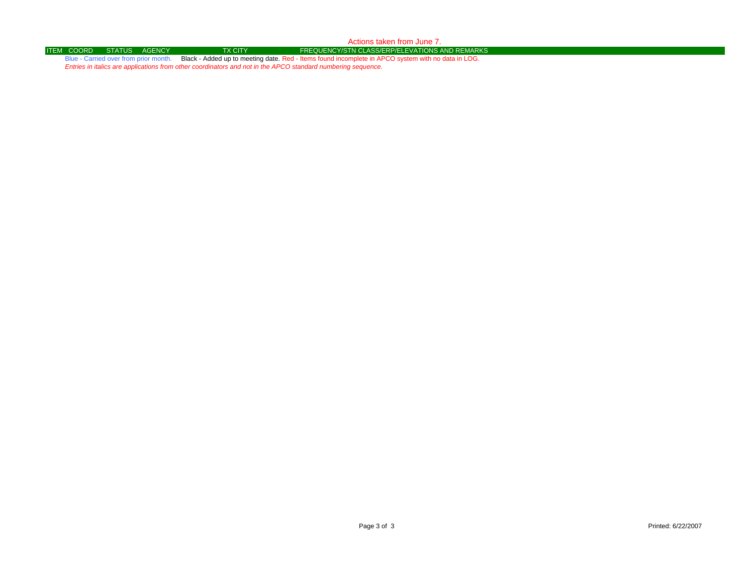Actions taken from June 7.

| ITEM | COORD | STATUS | AGENCY | TX CITY | FREQUENCY/STN CLASS/ERP/ELEVATIONS AND REMARKS |
| --- | --- | --- | --- | --- | --- |

Blue - Carried over from prior month. Black - Added up to meeting date. Red - Items found incomplete in APCO system with no data in LOG.

*Entries in italics are applications from other coordinators and not in the APCO standard numbering sequence.*

Printed: 6/22/2007